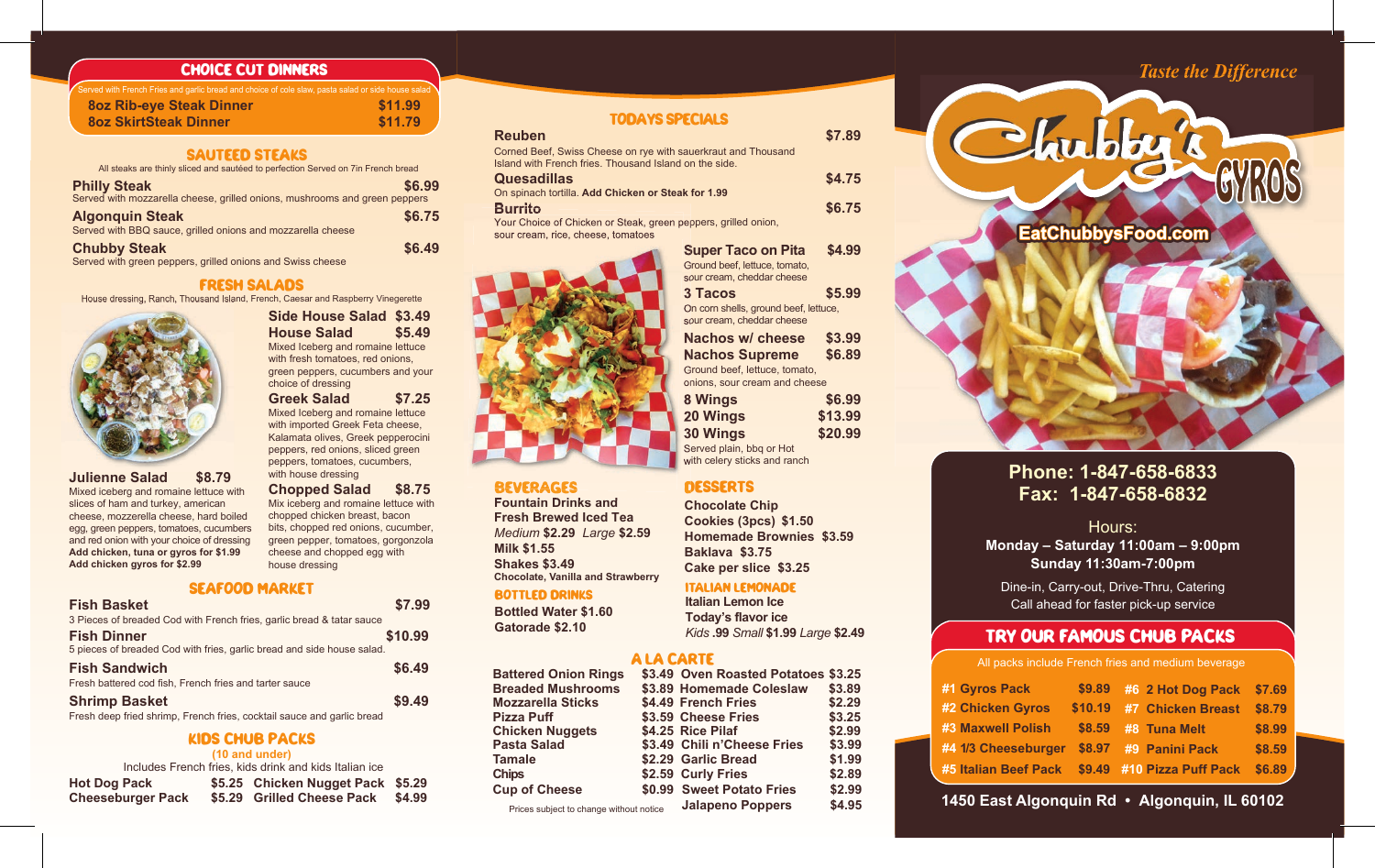# CHOICE CUT DINNERS

Served with French Fries and garlic bread and choice of cole slaw, pasta salad or side house salad

| | |
|---|---|
| 8oz Rib-eye Steak Dinner | $11.99 |
| 8oz SkirtSteak Dinner | $11.79 |

## SAUTEED STEAKS

All steaks are thinly sliced and sautéed to perfection Served on 7in French bread

**Philly Steak** $6.99
Served with mozzarella cheese, grilled onions, mushrooms and green peppers

**Algonquin Steak** $6.75
Served with BBQ sauce, grilled onions and mozzarella cheese

**Chubby Steak** $6.49
Served with green peppers, grilled onions and Swiss cheese

## FRESH SALADS

House dressing, Ranch, Thousand Island, French, Caesar and Raspberry Vinegerette

**Side House Salad** $3.49

**House Salad** $5.49
Mixed Iceberg and romaine lettuce with fresh tomatoes, red onions, green peppers, cucumbers and your choice of dressing

**Greek Salad** $7.25
Mixed Iceberg and romaine lettuce with imported Greek Feta cheese, Kalamata olives, Greek pepperocini peppers, red onions, sliced green peppers, tomatoes, cucumbers, with house dressing

**Julienne Salad** $8.79
Mixed iceberg and romaine lettuce with slices of ham and turkey, american cheese, mozzarella cheese, hard boiled egg, green peppers, tomatoes, cucumbers and red onion with your choice of dressing
**Add chicken, tuna or gyros for $1.99**
**Add chicken gyros for $2.99**

**Chopped Salad** $8.75
Mix iceberg and romaine lettuce with chopped chicken breast, bacon bits, chopped red onions, cucumber, green pepper, tomatoes, gorgonzola cheese and chopped egg with house dressing

## SEAFOOD MARKET

**Fish Basket** $7.99
3 Pieces of breaded Cod with French fries, garlic bread & tatar sauce

**Fish Dinner** $10.99
5 pieces of breaded Cod with fries, garlic bread and side house salad.

**Fish Sandwich** $6.49
Fresh battered cod fish, French fries and tarter sauce

**Shrimp Basket** $9.49
Fresh deep fried shrimp, French fries, cocktail sauce and garlic bread

## KIDS CHUB PACKS

(10 and under)

Includes French fries, kids drink and kids Italian ice

| | | | |
|---|---|---|---|
| Hot Dog Pack | $5.25 | Chicken Nugget Pack | $5.29 |
| Cheeseburger Pack | $5.29 | Grilled Cheese Pack | $4.99 |

## TODAYS SPECIALS

**Reuben** $7.89
Corned Beef, Swiss Cheese on rye with sauerkraut and Thousand Island with French fries. Thousand Island on the side.

**Quesadillas** $4.75
On spinach tortilla. **Add Chicken or Steak for 1.99**

**Burrito** $6.75
Your Choice of Chicken or Steak, green peppers, grilled onion, sour cream, rice, cheese, tomatoes

**Super Taco on Pita** $4.99
Ground beef, lettuce, tomato, sour cream, cheddar cheese

**3 Tacos** $5.99
On corn shells, ground beef, lettuce, sour cream, cheddar cheese

**Nachos w/ cheese** $3.99

**Nachos Supreme** $6.89
Ground beef, lettuce, tomato, onions, sour cream and cheese

**8 Wings** $6.99
**20 Wings** $13.99
**30 Wings** $20.99
Served plain, bbq or Hot with celery sticks and ranch

## BEVERAGES

**Fountain Drinks and Fresh Brewed Iced Tea**
*Medium* **$2.29** *Large* **$2.59**

**Milk $1.55**

**Shakes $3.49**
**Chocolate, Vanilla and Strawberry**

## BOTTLED DRINKS

**Bottled Water $1.60**
**Gatorade $2.10**

## DESSERTS

**Chocolate Chip Cookies (3pcs) $1.50**
**Homemade Brownies $3.59**
**Baklava $3.75**
**Cake per slice $3.25**

## ITALIAN LEMONADE

**Italian Lemon Ice**
**Today's flavor ice**
*Kids* **.99** *Small* **$1.99** *Large* **$2.49**

## A LA CARTE

| | | | |
|---|---|---|---|
| Battered Onion Rings | $3.49 | Oven Roasted Potatoes | $3.25 |
| Breaded Mushrooms | $3.89 | Homemade Coleslaw | $3.89 |
| Mozzarella Sticks | $4.49 | French Fries | $2.29 |
| Pizza Puff | $3.59 | Cheese Fries | $3.25 |
| Chicken Nuggets | $4.25 | Rice Pilaf | $2.99 |
| Pasta Salad | $3.49 | Chili n'Cheese Fries | $3.99 |
| Tamale | $2.29 | Garlic Bread | $1.99 |
| Chips | $2.59 | Curly Fries | $2.89 |
| Cup of Cheese | $0.99 | Sweet Potato Fries | $2.99 |
| | | Jalapeno Poppers | $4.95 |

Prices subject to change without notice

*Taste the Difference*

# Chubby's GYROS

**EatChubbysFood.com**

**Phone: 1-847-658-6833**
**Fax: 1-847-658-6832**

Hours:
**Monday – Saturday 11:00am – 9:00pm**
**Sunday 11:30am-7:00pm**

Dine-in, Carry-out, Drive-Thru, Catering
Call ahead for faster pick-up service

## TRY OUR FAMOUS CHUB PACKS

All packs include French fries and medium beverage

| | | | |
|---|---|---|---|
| #1 Gyros Pack | $9.89 | #6 2 Hot Dog Pack | $7.69 |
| #2 Chicken Gyros | $10.19 | #7 Chicken Breast | $8.79 |
| #3 Maxwell Polish | $8.59 | #8 Tuna Melt | $8.99 |
| #4 1/3 Cheeseburger | $8.97 | #9 Panini Pack | $8.59 |
| #5 Italian Beef Pack | $9.49 | #10 Pizza Puff Pack | $6.89 |

**1450 East Algonquin Rd • Algonquin, IL 60102**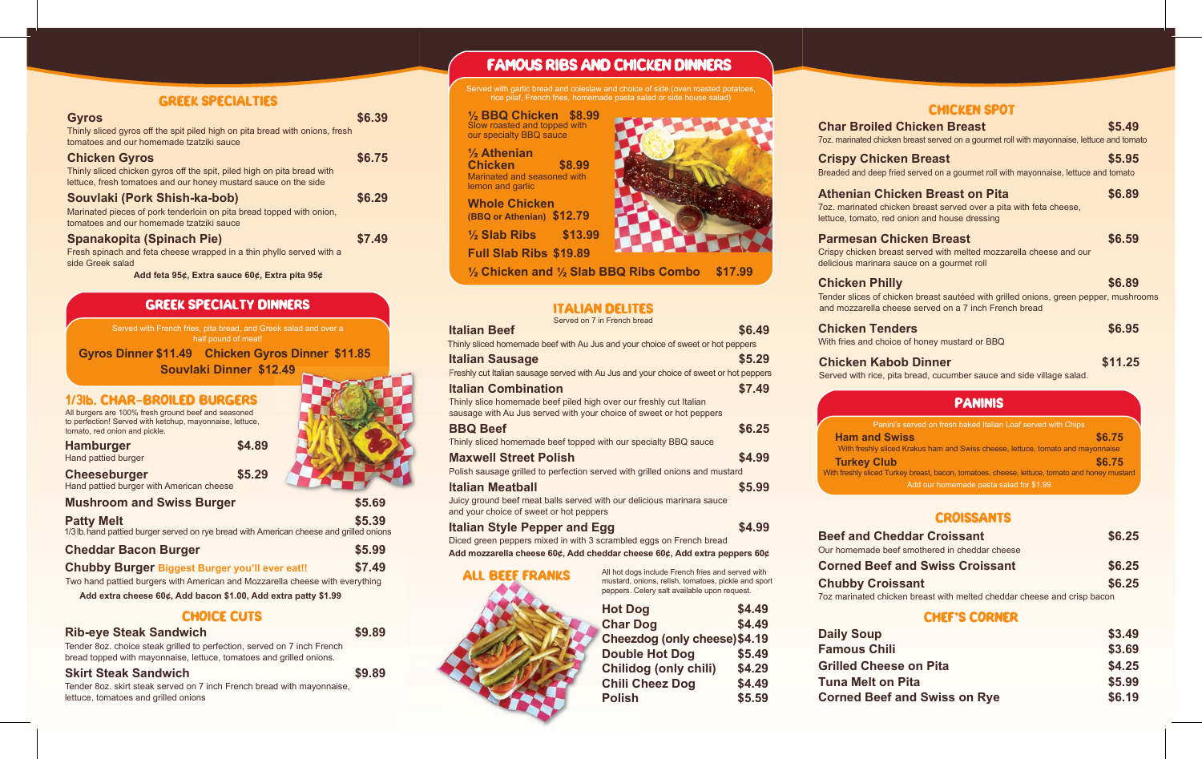## GREEK SPECIALTIES

**Gyros** $6.39
Thinly sliced gyros off the spit piled high on pita bread with onions, fresh tomatoes and our homemade tzatziki sauce

**Chicken Gyros** $6.75
Thinly sliced chicken gyros off the spit, piled high on pita bread with lettuce, fresh tomatoes and our honey mustard sauce on the side

**Souvlaki (Pork Shish-ka-bob)** $6.29
Marinated pieces of pork tenderloin on pita bread topped with onion, tomatoes and our homemade tzatziki sauce

**Spanakopita (Spinach Pie)** $7.49
Fresh spinach and feta cheese wrapped in a thin phyllo served with a side Greek salad

**Add feta 95¢, Extra sauce 60¢, Extra pita 95¢**

## GREEK SPECIALTY DINNERS

Served with French fries, pita bread, and Greek salad and over a half pound of meat!

**Gyros Dinner $11.49** **Chicken Gyros Dinner $11.85**
**Souvlaki Dinner $12.49**

## 1/3lb. CHAR-BROILED BURGERS

All burgers are 100% fresh ground beef and seasoned to perfection! Served with ketchup, mayonnaise, lettuce, tomato, red onion and pickle.

**Hamburger** $4.89
Hand pattied burger

**Cheeseburger** $5.29
Hand pattied burger with American cheese

**Mushroom and Swiss Burger** $5.69

**Patty Melt** $5.39
1/3 lb. hand pattied burger served on rye bread with American cheese and grilled onions

**Cheddar Bacon Burger** $5.99

**Chubby Burger** Biggest Burger you'll ever eat!! $7.49
Two hand pattied burgers with American and Mozzarella cheese with everything

**Add extra cheese 60¢, Add bacon $1.00, Add extra patty $1.99**

## CHOICE CUTS

**Rib-eye Steak Sandwich** $9.89
Tender 8oz. choice steak grilled to perfection, served on 7 inch French bread topped with mayonnaise, lettuce, tomatoes and grilled onions.

**Skirt Steak Sandwich** $9.89
Tender 8oz. skirt steak served on 7 inch French bread with mayonnaise, lettuce, tomatoes and grilled onions

## FAMOUS RIBS AND CHICKEN DINNERS

Served with garlic bread and coleslaw and choice of side (oven roasted potatoes, rice pilaf, French fries, homemade pasta salad or side house salad)

**½ BBQ Chicken** $8.99
Slow roasted and topped with our specialty BBQ sauce

**½ Athenian Chicken** $8.99
Marinated and seasoned with lemon and garlic

**Whole Chicken (BBQ or Athenian)** $12.79

**½ Slab Ribs** $13.99

**Full Slab Ribs** $19.89

**½ Chicken and ½ Slab BBQ Ribs Combo** $17.99

## ITALIAN DELITES

Served on 7 in French bread

**Italian Beef** $6.49
Thinly sliced homemade beef with Au Jus and your choice of sweet or hot peppers

**Italian Sausage** $5.29
Freshly cut Italian sausage served with Au Jus and your choice of sweet or hot peppers

**Italian Combination** $7.49
Thinly slice homemade beef piled high over our freshly cut Italian sausage with Au Jus served with your choice of sweet or hot peppers

**BBQ Beef** $6.25
Thinly sliced homemade beef topped with our specialty BBQ sauce

**Maxwell Street Polish** $4.99
Polish sausage grilled to perfection served with grilled onions and mustard

**Italian Meatball** $5.99
Juicy ground beef meat balls served with our delicious marinara sauce and your choice of sweet or hot peppers

**Italian Style Pepper and Egg** $4.99
Diced green peppers mixed in with 3 scrambled eggs on French bread

**Add mozzarella cheese 60¢, Add cheddar cheese 60¢, Add extra peppers 60¢**

## ALL BEEF FRANKS

All hot dogs include French fries and served with mustard, onions, relish, tomatoes, pickle and sport peppers. Celery salt available upon request.

**Hot Dog** $4.49
**Char Dog** $4.49
**Cheezdog (only cheese)** $4.19
**Double Hot Dog** $5.49
**Chilidog (only chili)** $4.29
**Chili Cheez Dog** $4.49
**Polish** $5.59

## CHICKEN SPOT

**Char Broiled Chicken Breast** $5.49
7oz. marinated chicken breast served on a gourmet roll with mayonnaise, lettuce and tomato

**Crispy Chicken Breast** $5.95
Breaded and deep fried served on a gourmet roll with mayonnaise, lettuce and tomato

**Athenian Chicken Breast on Pita** $6.89
7oz. marinated chicken breast served over a pita with feta cheese, lettuce, tomato, red onion and house dressing

**Parmesan Chicken Breast** $6.59
Crispy chicken breast served with melted mozzarella cheese and our delicious marinara sauce on a gourmet roll

**Chicken Philly** $6.89
Tender slices of chicken breast sautéed with grilled onions, green pepper, mushrooms and mozzarella cheese served on a 7 inch French bread

**Chicken Tenders** $6.95
With fries and choice of honey mustard or BBQ

**Chicken Kabob Dinner** $11.25
Served with rice, pita bread, cucumber sauce and side village salad.

## PANINIS

Panini's served on fresh baked Italian Loaf served with Chips

**Ham and Swiss** $6.75
With freshly sliced Krakus ham and Swiss cheese, lettuce, tomato and mayonnaise

**Turkey Club** $6.75
With freshly sliced Turkey breast, bacon, tomatoes, cheese, lettuce, tomato and honey mustard

Add our homemade pasta salad for $1.99

## CROISSANTS

**Beef and Cheddar Croissant** $6.25
Our homemade beef smothered in cheddar cheese

**Corned Beef and Swiss Croissant** $6.25

**Chubby Croissant** $6.25
7oz marinated chicken breast with melted cheddar cheese and crisp bacon

## CHEF'S CORNER

**Daily Soup** $3.49
**Famous Chili** $3.69
**Grilled Cheese on Pita** $4.25
**Tuna Melt on Pita** $5.99
**Corned Beef and Swiss on Rye** $6.19